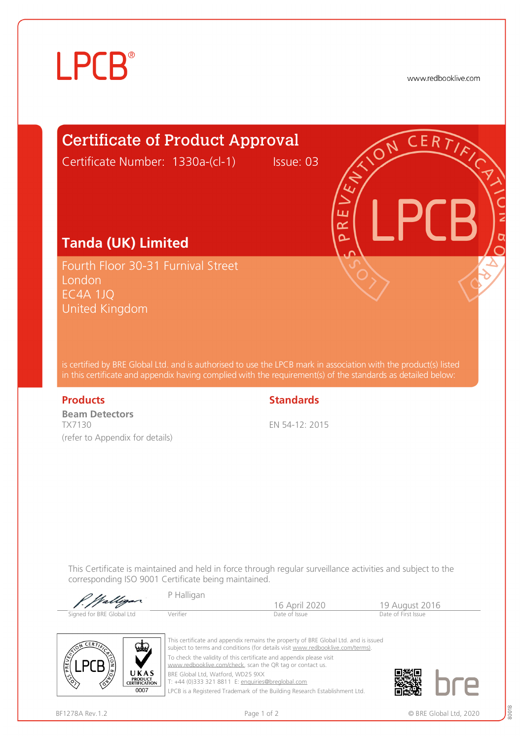LPCB®

www.redbooklive.com

# Certificate of Product Approval

Certificate Number: 1330a-(cl-1) Issue: 03

## Tanda (UK) Limited

Fourth Floor 30-31 Furnival Street
London
EC4A 1JQ
United Kingdom

is certified by BRE Global Ltd. and is authorised to use the LPCB mark in association with the product(s) listed in this certificate and appendix having complied with the requirement(s) of the standards as detailed below:

| Products | Standards |
| --- | --- |
| **Beam Detectors**<br>TX7130<br>(refer to Appendix for details) | EN 54-12: 2015 |

This Certificate is maintained and held in force through regular surveillance activities and subject to the corresponding ISO 9001 Certificate being maintained.

| Signed for BRE Global Ltd | Verifier | Date of Issue | Date of First Issue |
| --- | --- | --- | --- |
| | P Halligan | 16 April 2020 | 19 August 2016 |

This certificate and appendix remains the property of BRE Global Ltd. and is issued subject to terms and conditions (for details visit www.redbooklive.com/terms).

To check the validity of this certificate and appendix please visit www.redbooklive.com/check, scan the QR tag or contact us.

BRE Global Ltd, Watford, WD25 9XX
T: +44 (0)333 321 8811 E: enquiries@breglobal.com

LPCB is a Registered Trademark of the Building Research Establishment Ltd.

UKAS PRODUCT CERTIFICATION 0007

BF1278A Rev.1.2

© BRE Global Ltd, 2020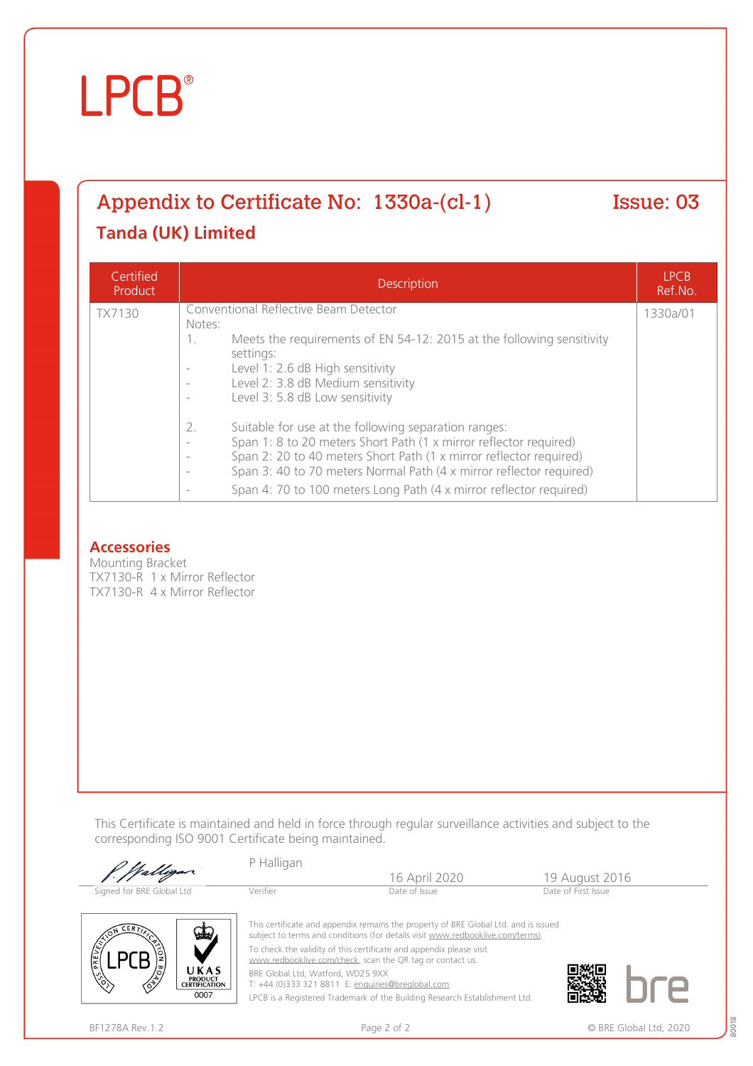LPCB®

## Appendix to Certificate No: 1330a-(cl-1)

**Issue: 03**

### Tanda (UK) Limited

| Certified Product | Description | LPCB Ref.No. |
|---|---|---|
| TX7130 | Conventional Reflective Beam Detector<br>Notes:<br>1. Meets the requirements of EN 54-12: 2015 at the following sensitivity settings:<br>- Level 1: 2.6 dB High sensitivity<br>- Level 2: 3.8 dB Medium sensitivity<br>- Level 3: 5.8 dB Low sensitivity<br><br>2. Suitable for use at the following separation ranges:<br>- Span 1: 8 to 20 meters Short Path (1 x mirror reflector required)<br>- Span 2: 20 to 40 meters Short Path (1 x mirror reflector required)<br>- Span 3: 40 to 70 meters Normal Path (4 x mirror reflector required)<br>- Span 4: 70 to 100 meters Long Path (4 x mirror reflector required) | 1330a/01 |

### Accessories

Mounting Bracket
TX7130-R 1 x Mirror Reflector
TX7130-R 4 x Mirror Reflector

This Certificate is maintained and held in force through regular surveillance activities and subject to the corresponding ISO 9001 Certificate being maintained.

| Signed for BRE Global Ltd | Verifier | Date of Issue | Date of First Issue |
|---|---|---|---|
| *P. Halligan* | P Halligan | 16 April 2020 | 19 August 2016 |

LPCB LOSS PREVENTION CERTIFICATION BOARD — UKAS PRODUCT CERTIFICATION 0007

This certificate and appendix remains the property of BRE Global Ltd. and is issued subject to terms and conditions (for details visit www.redbooklive.com/terms).

To check the validity of this certificate and appendix please visit www.redbooklive.com/check, scan the QR tag or contact us.

BRE Global Ltd, Watford, WD25 9XX
T: +44 (0)333 321 8811 E: enquiries@breglobal.com

LPCB is a Registered Trademark of the Building Research Establishment Ltd.

bre

BF1278A Rev.1.2

© BRE Global Ltd, 2020